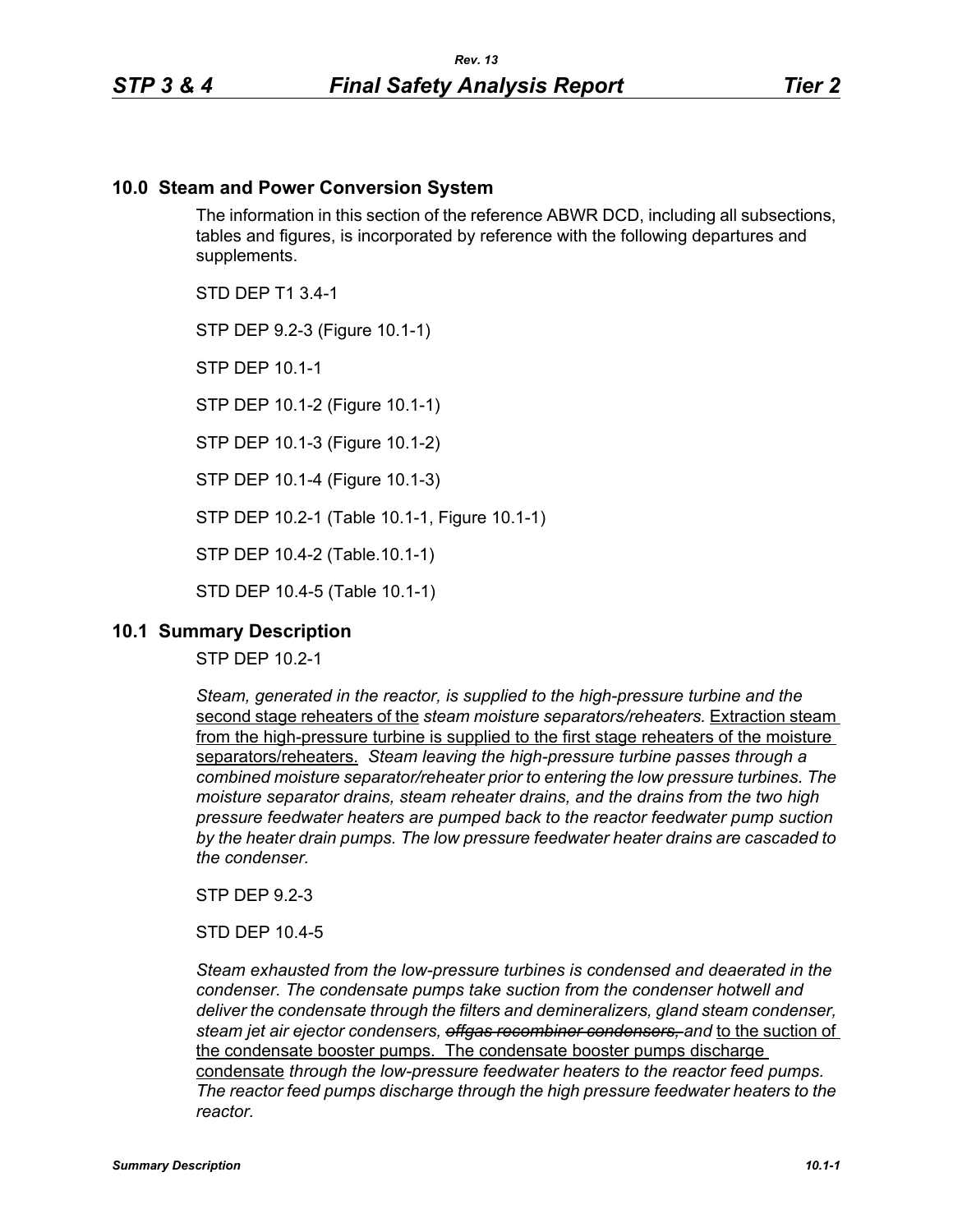## 10.0 Steam and Power Conversion System

The information in this section of the reference ABWR DCD, including all subsections, tables and figures, is incorporated by reference with the following departures and supplements.

STD DEP T1 3.4-1

STP DEP 9.2-3 (Figure 10.1-1)

STP DEP 10.1-1

STP DEP 10.1-2 (Figure 10.1-1)

STP DEP 10.1-3 (Figure 10.1-2)

STP DEP 10.1-4 (Figure 10.1-3)

STP DEP 10.2-1 (Table 10.1-1, Figure 10.1-1)

STP DEP 10.4-2 (Table.10.1-1)

STD DEP 10.4-5 (Table 10.1-1)

## 10.1 Summary Description

STP DEP 10.2-1

*Steam, generated in the reactor, is supplied to the high-pressure turbine and the* <u>second stage reheaters of the</u> *steam moisture separators/reheaters.* <u>Extraction steam from the high-pressure turbine is supplied to the first stage reheaters of the moisture separators/reheaters.</u> *Steam leaving the high-pressure turbine passes through a combined moisture separator/reheater prior to entering the low pressure turbines. The moisture separator drains, steam reheater drains, and the drains from the two high pressure feedwater heaters are pumped back to the reactor feedwater pump suction by the heater drain pumps. The low pressure feedwater heater drains are cascaded to the condenser.*

STP DEP 9.2-3

STD DEP 10.4-5

*Steam exhausted from the low-pressure turbines is condensed and deaerated in the condenser. The condensate pumps take suction from the condenser hotwell and deliver the condensate through the filters and demineralizers, gland steam condenser, steam jet air ejector condensers, ~~offgas recombiner condensers,~~ and* <u>to the suction of the condensate booster pumps. The condensate booster pumps discharge condensate</u> *through the low-pressure feedwater heaters to the reactor feed pumps. The reactor feed pumps discharge through the high pressure feedwater heaters to the reactor.*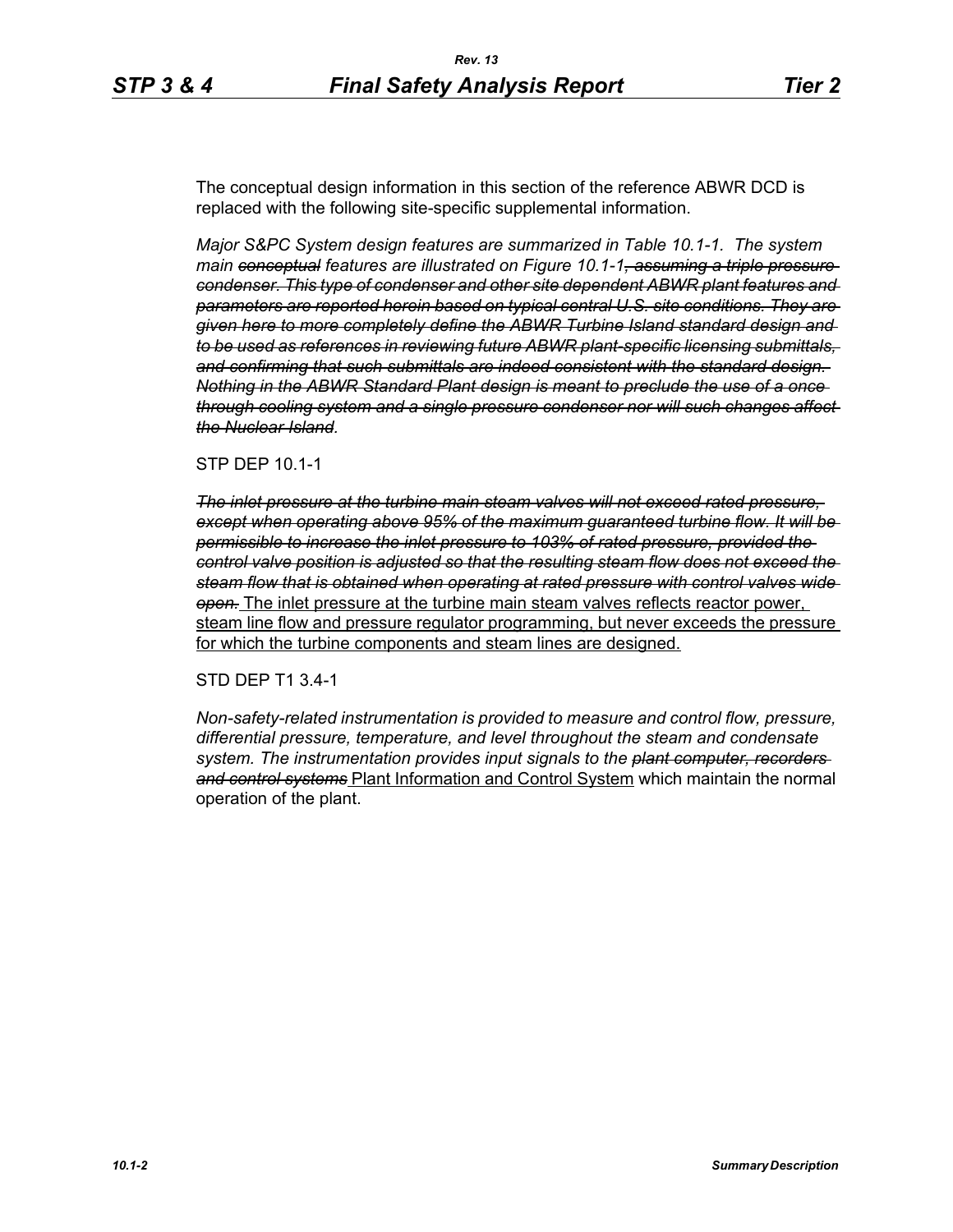The conceptual design information in this section of the reference ABWR DCD is replaced with the following site-specific supplemental information.

*Major S&PC System design features are summarized in Table 10.1-1. The system main ~~conceptual~~ features are illustrated on Figure 10.1-1~~, assuming a triple pressure condenser. This type of condenser and other site dependent ABWR plant features and parameters are reported herein based on typical central U.S. site conditions. They are given here to more completely define the ABWR Turbine Island standard design and to be used as references in reviewing future ABWR plant-specific licensing submittals, and confirming that such submittals are indeed consistent with the standard design. Nothing in the ABWR Standard Plant design is meant to preclude the use of a once through cooling system and a single pressure condenser nor will such changes affect the Nuclear Island~~.*

STP DEP 10.1-1

*~~The inlet pressure at the turbine main steam valves will not exceed rated pressure, except when operating above 95% of the maximum guaranteed turbine flow. It will be permissible to increase the inlet pressure to 103% of rated pressure, provided the control valve position is adjusted so that the resulting steam flow does not exceed the steam flow that is obtained when operating at rated pressure with control valves wide open.~~* <u>The inlet pressure at the turbine main steam valves reflects reactor power, steam line flow and pressure regulator programming, but never exceeds the pressure for which the turbine components and steam lines are designed.</u>

STD DEP T1 3.4-1

*Non-safety-related instrumentation is provided to measure and control flow, pressure, differential pressure, temperature, and level throughout the steam and condensate system. The instrumentation provides input signals to the ~~plant computer, recorders and control systems~~* <u>Plant Information and Control System</u> which maintain the normal operation of the plant.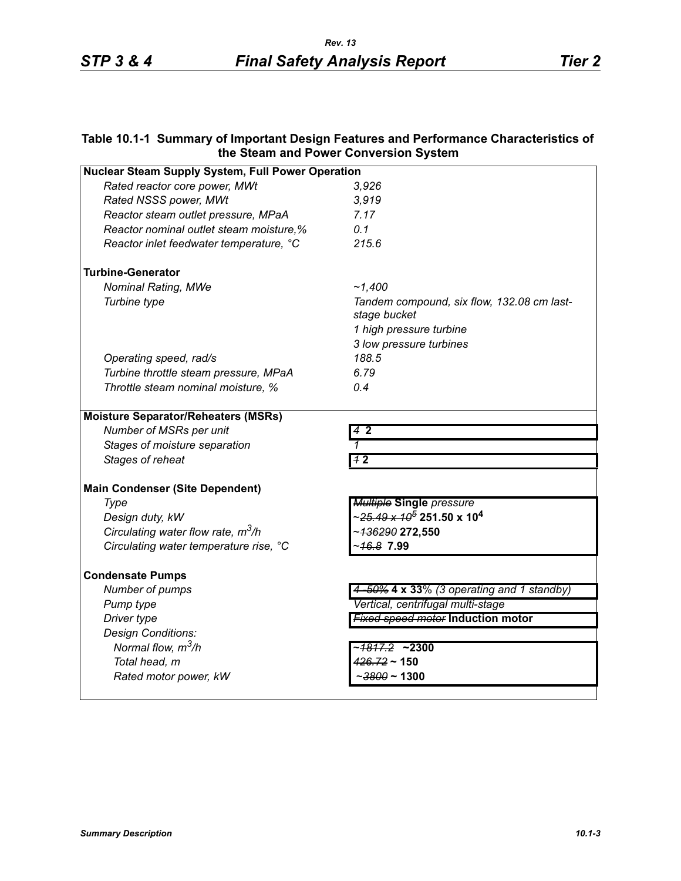**Table 10.1-1 Summary of Important Design Features and Performance Characteristics of the Steam and Power Conversion System**

| | |
|---|---|
| **Nuclear Steam Supply System, Full Power Operation** | |
| *Rated reactor core power, MWt* | *3,926* |
| *Rated NSSS power, MWt* | *3,919* |
| *Reactor steam outlet pressure, MPaA* | *7.17* |
| *Reactor nominal outlet steam moisture,%* | *0.1* |
| *Reactor inlet feedwater temperature, °C* | *215.6* |
| **Turbine-Generator** | |
| *Nominal Rating, MWe* | *~1,400* |
| *Turbine type* | *Tandem compound, six flow, 132.08 cm last-stage bucket*<br>*1 high pressure turbine*<br>*3 low pressure turbines* |
| *Operating speed, rad/s* | *188.5* |
| *Turbine throttle steam pressure, MPaA* | *6.79* |
| *Throttle steam nominal moisture, %* | *0.4* |
| **Moisture Separator/Reheaters (MSRs)** | |
| *Number of MSRs per unit* | ~~*4*~~ **2** |
| *Stages of moisture separation* | *1* |
| *Stages of reheat* | ~~*1*~~ **2** |
| **Main Condenser (Site Dependent)** | |
| *Type* | ~~*Multiple*~~ **Single** *pressure* |
| *Design duty, kW* | ~~$\sim 25.49 \times 10^5$~~ **$251.50 \times 10^4$** |
| *Circulating water flow rate, $m^3/h$* | ~~*~136290*~~ **272,550** |
| *Circulating water temperature rise, °C* | ~~*~16.8*~~ **7.99** |
| **Condensate Pumps** | |
| *Number of pumps* | ~~*4 -50%*~~ **4 x 33**% *(3 operating and 1 standby)* |
| *Pump type* | *Vertical, centrifugal multi-stage* |
| *Driver type* | ~~*Fixed speed motor*~~ **Induction motor** |
| *Design Conditions:* | |
| *Normal flow, $m^3/h$* | ~~*~1817.2*~~ **~2300** |
| *Total head, m* | ~~*426.72*~~ **~ 150** |
| *Rated motor power, kW* | ~~*~3800*~~ **~ 1300** |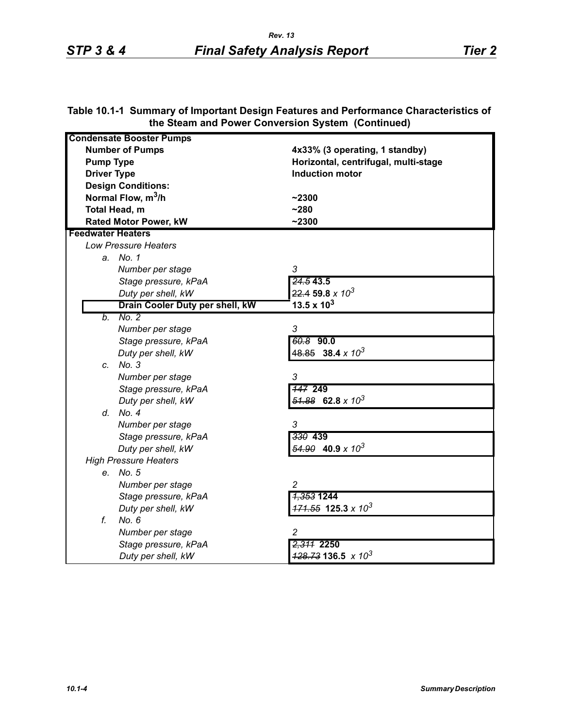**Table 10.1-1 Summary of Important Design Features and Performance Characteristics of the Steam and Power Conversion System (Continued)**

| | |
|---|---|
| **Condensate Booster Pumps** | |
| **Number of Pumps** | **4x33% (3 operating, 1 standby)** |
| **Pump Type** | **Horizontal, centrifugal, multi-stage** |
| **Driver Type** | **Induction motor** |
| **Design Conditions:** | |
| **Normal Flow, $m^3$/h** | **~2300** |
| **Total Head, m** | **~280** |
| **Rated Motor Power, kW** | **~2300** |
| **Feedwater Heaters** | |
| *Low Pressure Heaters* | |
| *a. No. 1* | |
| *Number per stage* | *3* |
| *Stage pressure, kPaA* | ~~*24.5*~~ **43.5** |
| *Duty per shell, kW* | ~~22.4~~ **59.8** *x $10^3$* |
| **Drain Cooler Duty per shell, kW** | **13.5 x $10^3$** |
| *b. No. 2* | |
| *Number per stage* | *3* |
| *Stage pressure, kPaA* | ~~*60.8*~~ **90.0** |
| *Duty per shell, kW* | ~~48.85~~ **38.4** *x $10^3$* |
| *c. No. 3* | |
| *Number per stage* | *3* |
| *Stage pressure, kPaA* | ~~*147*~~ **249** |
| *Duty per shell, kW* | ~~*51.88*~~ **62.8** *x $10^3$* |
| *d. No. 4* | |
| *Number per stage* | *3* |
| *Stage pressure, kPaA* | ~~*330*~~ **439** |
| *Duty per shell, kW* | ~~*54.90*~~ **40.9** *x $10^3$* |
| *High Pressure Heaters* | |
| *e. No. 5* | |
| *Number per stage* | *2* |
| *Stage pressure, kPaA* | ~~*1,353*~~ **1244** |
| *Duty per shell, kW* | ~~*171.55*~~ **125.3** *x $10^3$* |
| *f. No. 6* | |
| *Number per stage* | *2* |
| *Stage pressure, kPaA* | ~~*2,311*~~ **2250** |
| *Duty per shell, kW* | ~~*128.73*~~ **136.5** *x $10^3$* |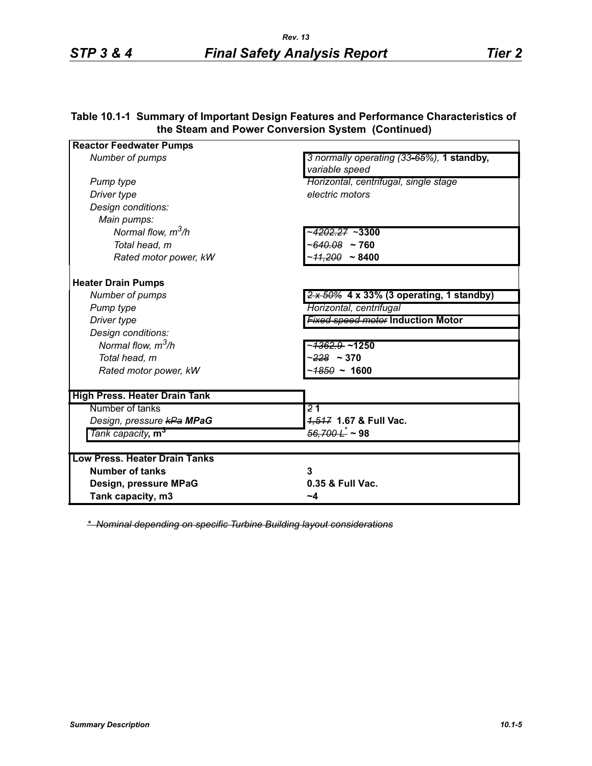**Table 10.1-1 Summary of Important Design Features and Performance Characteristics of the Steam and Power Conversion System (Continued)**

| | |
|---|---|
| **Reactor Feedwater Pumps** | |
| *Number of pumps* | *3 normally operating (33~~-65%~~),* **1 standby,** *variable speed* |
| *Pump type* | *Horizontal, centrifugal, single stage* |
| *Driver type* | *electric motors* |
| *Design conditions:* | |
| *Main pumps:* | |
| *Normal flow, $m^3/h$* | *~~~4202.27~~* **~3300** |
| *Total head, m* | *~~~640.08~~* **~ 760** |
| *Rated motor power, kW* | *~~~11,200~~* **~ 8400** |
| **Heater Drain Pumps** | |
| *Number of pumps* | *~~2 x 50%~~* **4 x 33% (3 operating, 1 standby)** |
| *Pump type* | *Horizontal, centrifugal* |
| *Driver type* | *~~Fixed speed motor~~* **Induction Motor** |
| *Design conditions:* | |
| *Normal flow, $m^3/h$* | *~~~1362.9~~* **~1250** |
| *Total head, m* | *~~~228~~* **~ 370** |
| *Rated motor power, kW* | *~~~1850~~* **~ 1600** |
| **High Press. Heater Drain Tank** | |
| Number of tanks | *~~2~~* **1** |
| *Design, pressure ~~kPa~~* ***MPaG*** | *~~1,517~~* **1.67 & Full Vac.** |
| *Tank capacity*, **$m^3$** | *~~56,700 L*~~* **~ 98** |
| **Low Press. Heater Drain Tanks** | |
| **Number of tanks** | **3** |
| **Design, pressure MPaG** | **0.35 & Full Vac.** |
| **Tank capacity, m3** | **~4** |

~~*\* Nominal depending on specific Turbine Building layout considerations*~~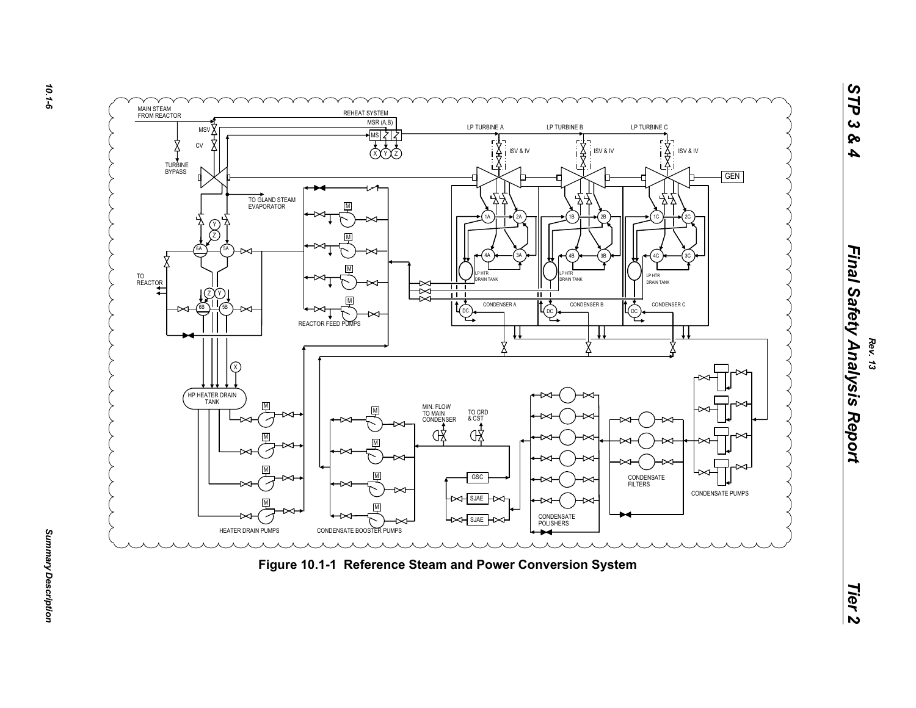MAIN STEAM FROM REACTOR

REHEAT SYSTEM

MSR (A,B)

MSV

CV

TURBINE BYPASS

LP TURBINE A

LP TURBINE B

LP TURBINE C

ISV & IV

ISV & IV

ISV & IV

GEN

TO GLAND STEAM EVAPORATOR

TO REACTOR

LP HTR DRAIN TANK

LP HTR DRAIN TANK

LP HTR DRAIN TANK

CONDENSER A

CONDENSER B

CONDENSER C

REACTOR FEED PUMPS

HP HEATER DRAIN TANK

MIN. FLOW TO MAIN CONDENSER

TO CRD & CST

GSC

SJAE

SJAE

CONDENSATE FILTERS

CONDENSATE PUMPS

CONDENSATE POLISHERS

HEATER DRAIN PUMPS

CONDENSATE BOOSTER PUMPS

**Figure 10.1-1 Reference Steam and Power Conversion System**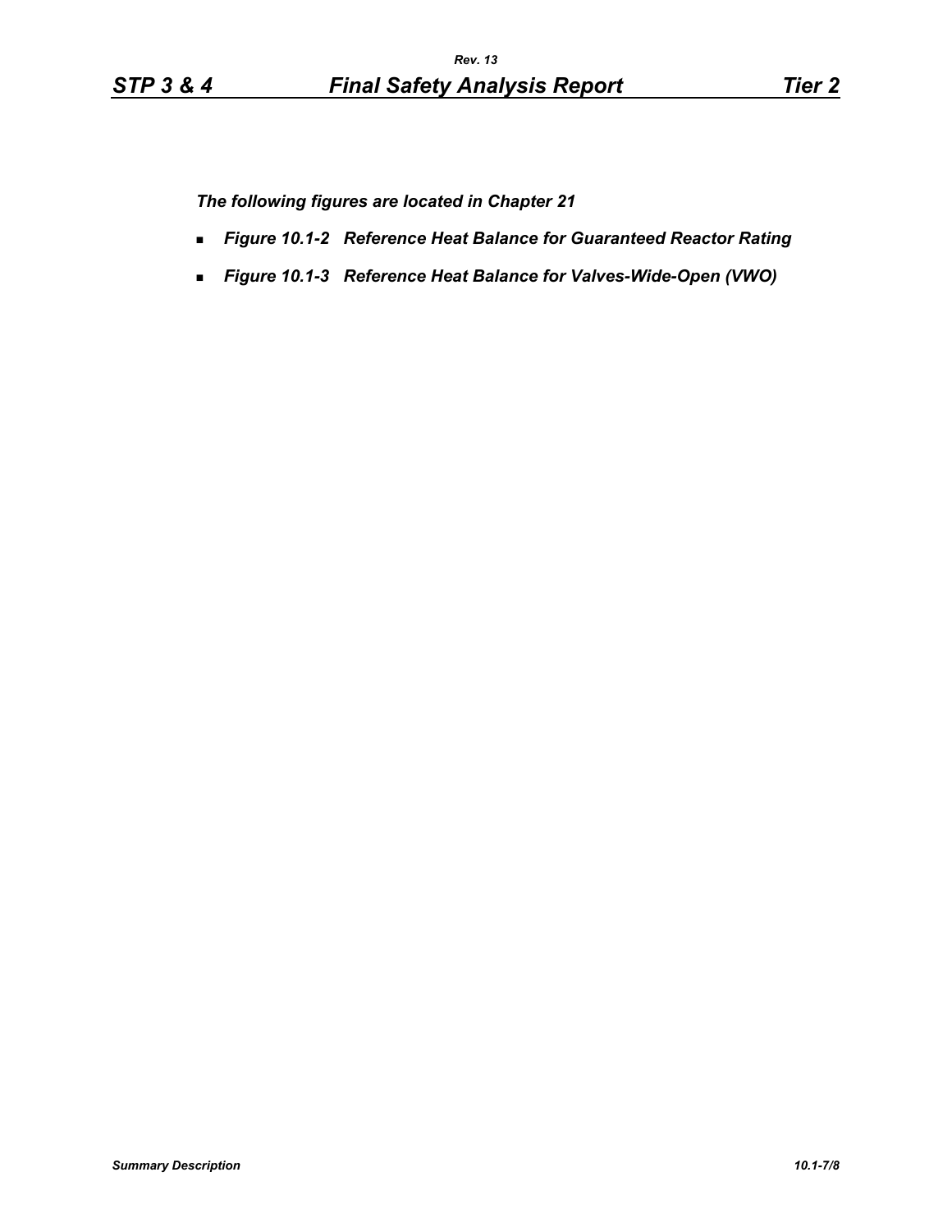*The following figures are located in Chapter 21*

- ***Figure 10.1-2 Reference Heat Balance for Guaranteed Reactor Rating***
- ***Figure 10.1-3 Reference Heat Balance for Valves-Wide-Open (VWO)***